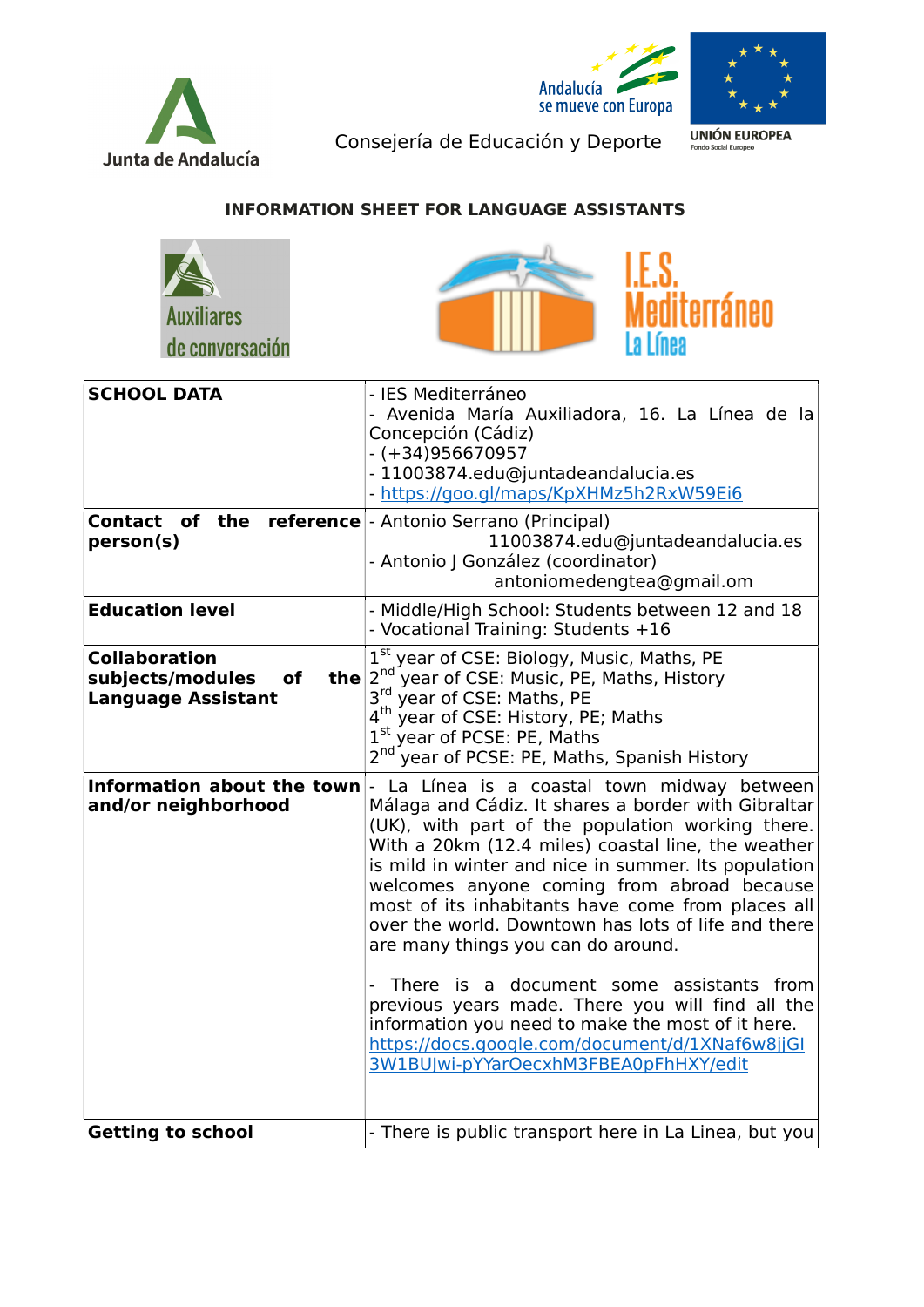Junta de Andalucía

Andalucía se mueve con Europa

Consejería de Educación y Deporte

UNIÓN EUROPEA
Fondo Social Europeo

## INFORMATION SHEET FOR LANGUAGE ASSISTANTS

Auxiliares de conversación

I.E.S. Mediterráneo La Línea

| | |
|---|---|
| **SCHOOL DATA** | - IES Mediterráneo<br>- Avenida María Auxiliadora, 16. La Línea de la Concepción (Cádiz)<br>- (+34)956670957<br>- 11003874.edu@juntadeandalucia.es<br>- https://goo.gl/maps/KpXHMz5h2RxW59Ei6 |
| **Contact of the reference person(s)** | - Antonio Serrano (Principal)<br>11003874.edu@juntadeandalucia.es<br>- Antonio J González (coordinator)<br>antoniomedengtea@gmail.om |
| **Education level** | - Middle/High School: Students between 12 and 18<br>- Vocational Training: Students +16 |
| **Collaboration subjects/modules of the Language Assistant** | 1st year of CSE: Biology, Music, Maths, PE<br>2nd year of CSE: Music, PE, Maths, History<br>3rd year of CSE: Maths, PE<br>4th year of CSE: History, PE; Maths<br>1st year of PCSE: PE, Maths<br>2nd year of PCSE: PE, Maths, Spanish History |
| **Information about the town and/or neighborhood** | - La Línea is a coastal town midway between Málaga and Cádiz. It shares a border with Gibraltar (UK), with part of the population working there. With a 20km (12.4 miles) coastal line, the weather is mild in winter and nice in summer. Its population welcomes anyone coming from abroad because most of its inhabitants have come from places all over the world. Downtown has lots of life and there are many things you can do around.<br><br>- There is a document some assistants from previous years made. There you will find all the information you need to make the most of it here.<br>https://docs.google.com/document/d/1XNaf6w8jjGl3W1BUJwi-pYYarOecxhM3FBEA0pFhHXY/edit |
| **Getting to school** | - There is public transport here in La Linea, but you |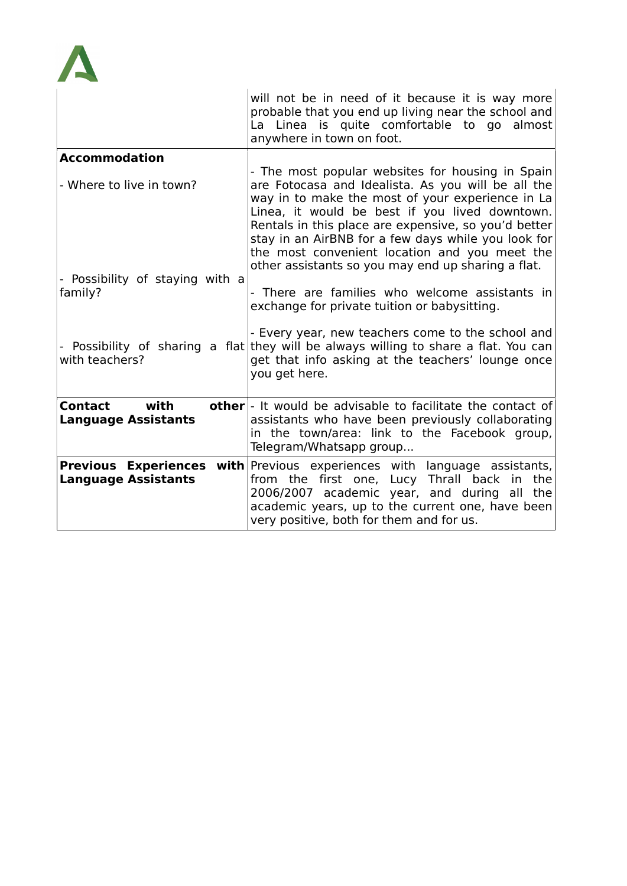| | |
|---|---|
| | will not be in need of it because it is way more probable that you end up living near the school and La Linea is quite comfortable to go almost anywhere in town on foot. |
| **Accommodation**<br><br>- Where to live in town?<br><br>- Possibility of staying with a family?<br><br>- Possibility of sharing a flat with teachers? | - The most popular websites for housing in Spain are Fotocasa and Idealista. As you will be all the way in to make the most of your experience in La Linea, it would be best if you lived downtown. Rentals in this place are expensive, so you'd better stay in an AirBNB for a few days while you look for the most convenient location and you meet the other assistants so you may end up sharing a flat.<br><br>- There are families who welcome assistants in exchange for private tuition or babysitting.<br><br>- Every year, new teachers come to the school and they will be always willing to share a flat. You can get that info asking at the teachers' lounge once you get here. |
| **Contact with other Language Assistants** | - It would be advisable to facilitate the contact of assistants who have been previously collaborating in the town/area: link to the Facebook group, Telegram/Whatsapp group... |
| **Previous Experiences with Language Assistants** | Previous experiences with language assistants, from the first one, Lucy Thrall back in the 2006/2007 academic year, and during all the academic years, up to the current one, have been very positive, both for them and for us. |